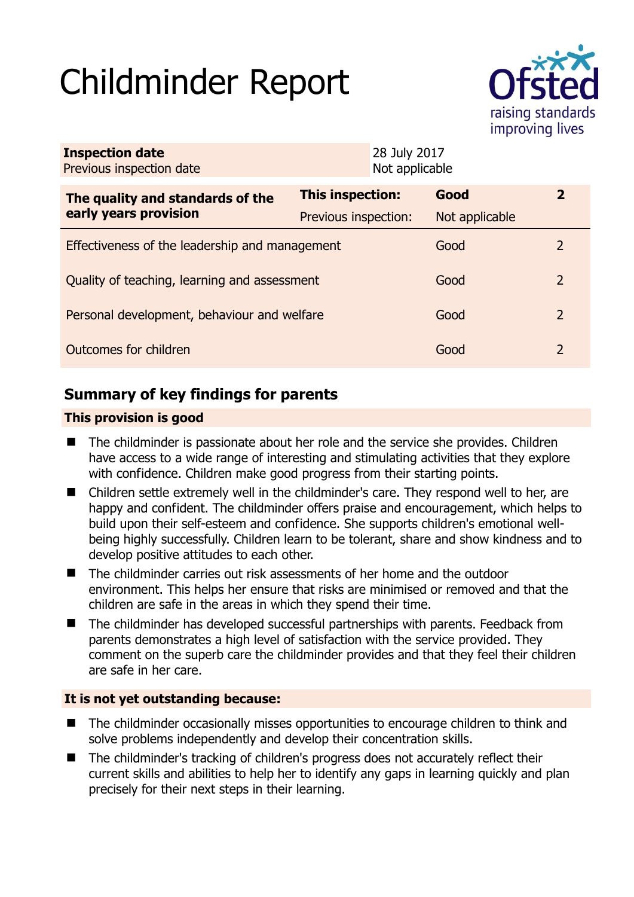# Childminder Report

| **Inspection date** | 28 July 2017 |
|---|---|
| Previous inspection date | Not applicable |

| **The quality and standards of the early years provision** | **This inspection:** | **Good** | **2** |
|---|---|---|---|
| | Previous inspection: | Not applicable | |
| Effectiveness of the leadership and management | | Good | 2 |
| Quality of teaching, learning and assessment | | Good | 2 |
| Personal development, behaviour and welfare | | Good | 2 |
| Outcomes for children | | Good | 2 |

## Summary of key findings for parents

### This provision is good

- The childminder is passionate about her role and the service she provides. Children have access to a wide range of interesting and stimulating activities that they explore with confidence. Children make good progress from their starting points.
- Children settle extremely well in the childminder's care. They respond well to her, are happy and confident. The childminder offers praise and encouragement, which helps to build upon their self-esteem and confidence. She supports children's emotional well-being highly successfully. Children learn to be tolerant, share and show kindness and to develop positive attitudes to each other.
- The childminder carries out risk assessments of her home and the outdoor environment. This helps her ensure that risks are minimised or removed and that the children are safe in the areas in which they spend their time.
- The childminder has developed successful partnerships with parents. Feedback from parents demonstrates a high level of satisfaction with the service provided. They comment on the superb care the childminder provides and that they feel their children are safe in her care.

### It is not yet outstanding because:

- The childminder occasionally misses opportunities to encourage children to think and solve problems independently and develop their concentration skills.
- The childminder's tracking of children's progress does not accurately reflect their current skills and abilities to help her to identify any gaps in learning quickly and plan precisely for their next steps in their learning.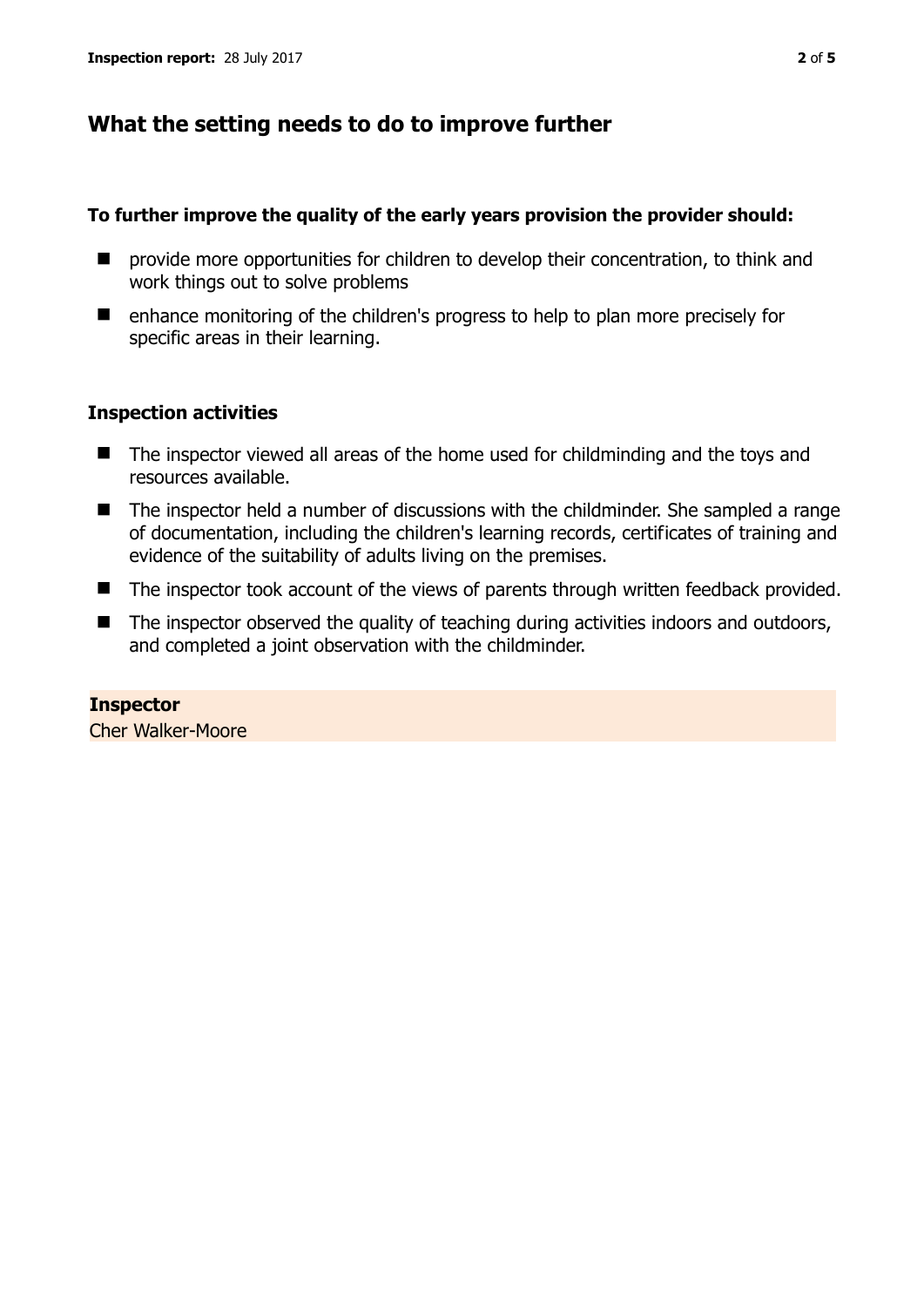## What the setting needs to do to improve further

**To further improve the quality of the early years provision the provider should:**

- provide more opportunities for children to develop their concentration, to think and work things out to solve problems
- enhance monitoring of the children's progress to help to plan more precisely for specific areas in their learning.

### Inspection activities

- The inspector viewed all areas of the home used for childminding and the toys and resources available.
- The inspector held a number of discussions with the childminder. She sampled a range of documentation, including the children's learning records, certificates of training and evidence of the suitability of adults living on the premises.
- The inspector took account of the views of parents through written feedback provided.
- The inspector observed the quality of teaching during activities indoors and outdoors, and completed a joint observation with the childminder.

**Inspector**
Cher Walker-Moore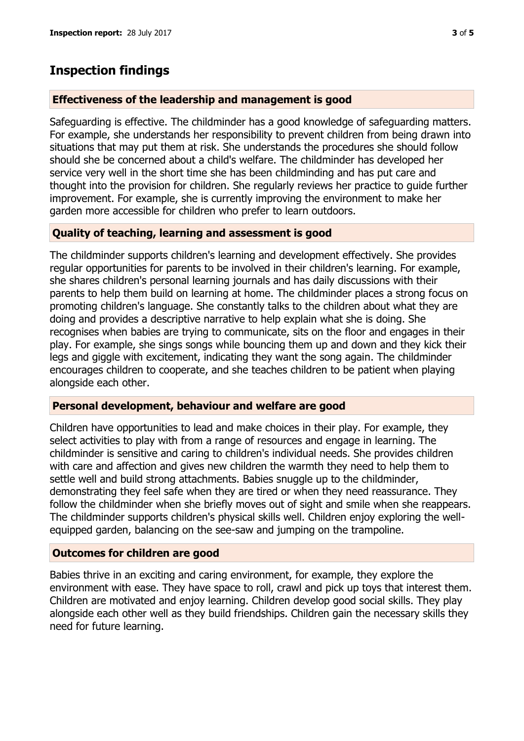## Inspection findings

### Effectiveness of the leadership and management is good

Safeguarding is effective. The childminder has a good knowledge of safeguarding matters. For example, she understands her responsibility to prevent children from being drawn into situations that may put them at risk. She understands the procedures she should follow should she be concerned about a child's welfare. The childminder has developed her service very well in the short time she has been childminding and has put care and thought into the provision for children. She regularly reviews her practice to guide further improvement. For example, she is currently improving the environment to make her garden more accessible for children who prefer to learn outdoors.

### Quality of teaching, learning and assessment is good

The childminder supports children's learning and development effectively. She provides regular opportunities for parents to be involved in their children's learning. For example, she shares children's personal learning journals and has daily discussions with their parents to help them build on learning at home. The childminder places a strong focus on promoting children's language. She constantly talks to the children about what they are doing and provides a descriptive narrative to help explain what she is doing. She recognises when babies are trying to communicate, sits on the floor and engages in their play. For example, she sings songs while bouncing them up and down and they kick their legs and giggle with excitement, indicating they want the song again. The childminder encourages children to cooperate, and she teaches children to be patient when playing alongside each other.

### Personal development, behaviour and welfare are good

Children have opportunities to lead and make choices in their play. For example, they select activities to play with from a range of resources and engage in learning. The childminder is sensitive and caring to children's individual needs. She provides children with care and affection and gives new children the warmth they need to help them to settle well and build strong attachments. Babies snuggle up to the childminder, demonstrating they feel safe when they are tired or when they need reassurance. They follow the childminder when she briefly moves out of sight and smile when she reappears. The childminder supports children's physical skills well. Children enjoy exploring the well-equipped garden, balancing on the see-saw and jumping on the trampoline.

### Outcomes for children are good

Babies thrive in an exciting and caring environment, for example, they explore the environment with ease. They have space to roll, crawl and pick up toys that interest them. Children are motivated and enjoy learning. Children develop good social skills. They play alongside each other well as they build friendships. Children gain the necessary skills they need for future learning.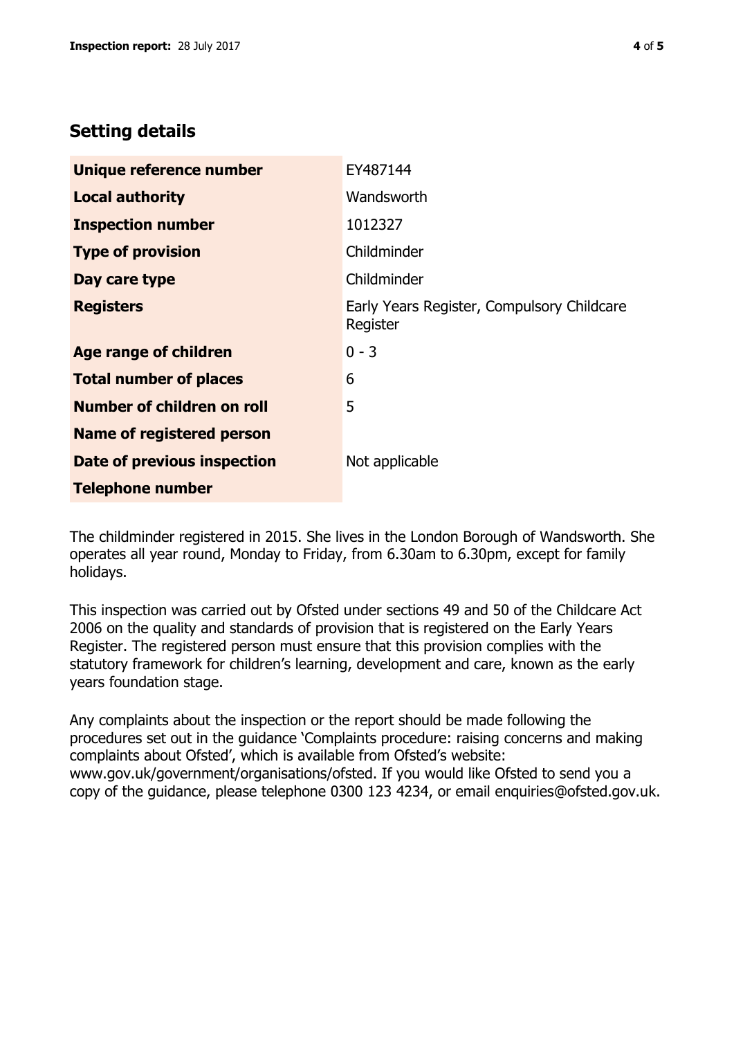## Setting details

| | |
|---|---|
| **Unique reference number** | EY487144 |
| **Local authority** | Wandsworth |
| **Inspection number** | 1012327 |
| **Type of provision** | Childminder |
| **Day care type** | Childminder |
| **Registers** | Early Years Register, Compulsory Childcare Register |
| **Age range of children** | 0 - 3 |
| **Total number of places** | 6 |
| **Number of children on roll** | 5 |
| **Name of registered person** | |
| **Date of previous inspection** | Not applicable |
| **Telephone number** | |

The childminder registered in 2015. She lives in the London Borough of Wandsworth. She operates all year round, Monday to Friday, from 6.30am to 6.30pm, except for family holidays.

This inspection was carried out by Ofsted under sections 49 and 50 of the Childcare Act 2006 on the quality and standards of provision that is registered on the Early Years Register. The registered person must ensure that this provision complies with the statutory framework for children's learning, development and care, known as the early years foundation stage.

Any complaints about the inspection or the report should be made following the procedures set out in the guidance 'Complaints procedure: raising concerns and making complaints about Ofsted', which is available from Ofsted's website: www.gov.uk/government/organisations/ofsted. If you would like Ofsted to send you a copy of the guidance, please telephone 0300 123 4234, or email enquiries@ofsted.gov.uk.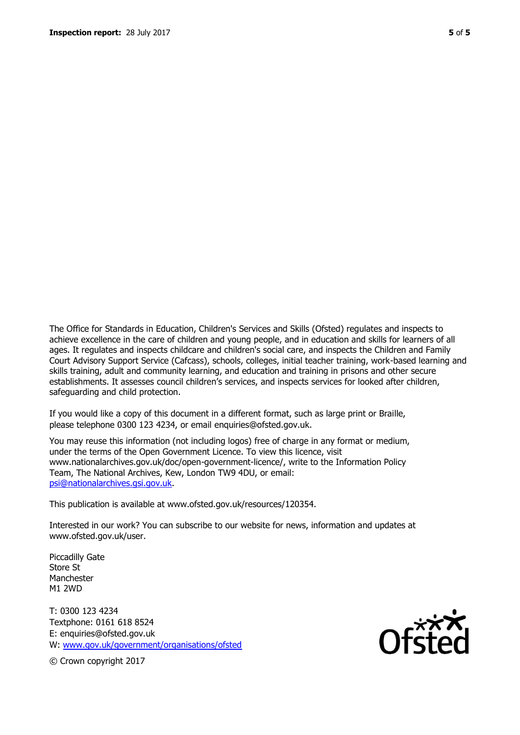The Office for Standards in Education, Children's Services and Skills (Ofsted) regulates and inspects to achieve excellence in the care of children and young people, and in education and skills for learners of all ages. It regulates and inspects childcare and children's social care, and inspects the Children and Family Court Advisory Support Service (Cafcass), schools, colleges, initial teacher training, work-based learning and skills training, adult and community learning, and education and training in prisons and other secure establishments. It assesses council children's services, and inspects services for looked after children, safeguarding and child protection.

If you would like a copy of this document in a different format, such as large print or Braille, please telephone 0300 123 4234, or email enquiries@ofsted.gov.uk.

You may reuse this information (not including logos) free of charge in any format or medium, under the terms of the Open Government Licence. To view this licence, visit www.nationalarchives.gov.uk/doc/open-government-licence/, write to the Information Policy Team, The National Archives, Kew, London TW9 4DU, or email: psi@nationalarchives.gsi.gov.uk.

This publication is available at www.ofsted.gov.uk/resources/120354.

Interested in our work? You can subscribe to our website for news, information and updates at www.ofsted.gov.uk/user.

Piccadilly Gate
Store St
Manchester
M1 2WD

T: 0300 123 4234
Textphone: 0161 618 8524
E: enquiries@ofsted.gov.uk
W: www.gov.uk/government/organisations/ofsted

© Crown copyright 2017